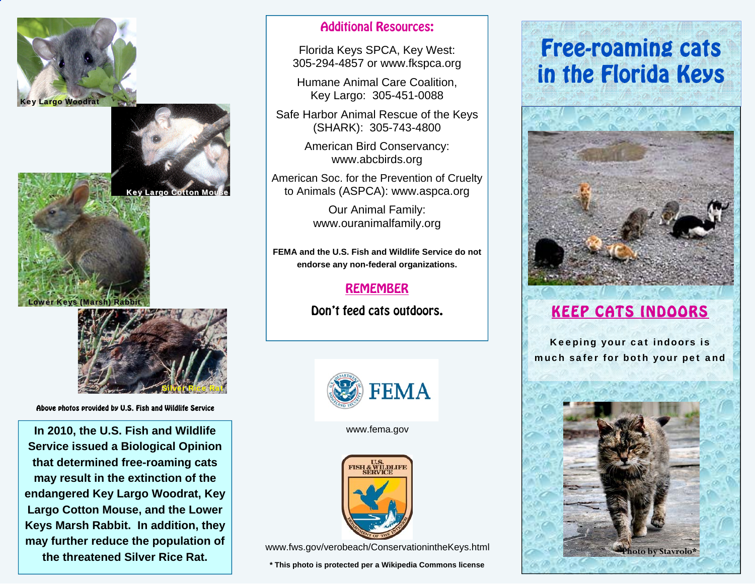Key Largo Woodrat

Key Largo Cotton Mouse

Lower Keys (Marsh) Rabbit

Silver Rice Rat

Above photos provided by U.S. Fish and Wildlife Service

**In 2010, the U.S. Fish and Wildlife Service issued a Biological Opinion that determined free-roaming cats may result in the extinction of the endangered Key Largo Woodrat, Key Largo Cotton Mouse, and the Lower Keys Marsh Rabbit. In addition, they may further reduce the population of the threatened Silver Rice Rat.**

## Additional Resources:

Florida Keys SPCA, Key West: 305-294-4857 or www.fkspca.org

Humane Animal Care Coalition, Key Largo: 305-451-0088

Safe Harbor Animal Rescue of the Keys (SHARK): 305-743-4800

American Bird Conservancy: www.abcbirds.org

American Soc. for the Prevention of Cruelty to Animals (ASPCA): www.aspca.org

Our Animal Family: www.ouranimalfamily.org

**FEMA and the U.S. Fish and Wildlife Service do not endorse any non-federal organizations.**

## REMEMBER

**Don't feed cats outdoors.**

FEMA

www.fema.gov

U.S. FISH & WILDLIFE SERVICE

www.fws.gov/verobeach/ConservationintheKeys.html

**\* This photo is protected per a Wikipedia Commons license**

# Free-roaming cats in the Florida Keys

## KEEP CATS INDOORS

**Keeping your cat indoors is much safer for both your pet and**

Photo by Stavrolo*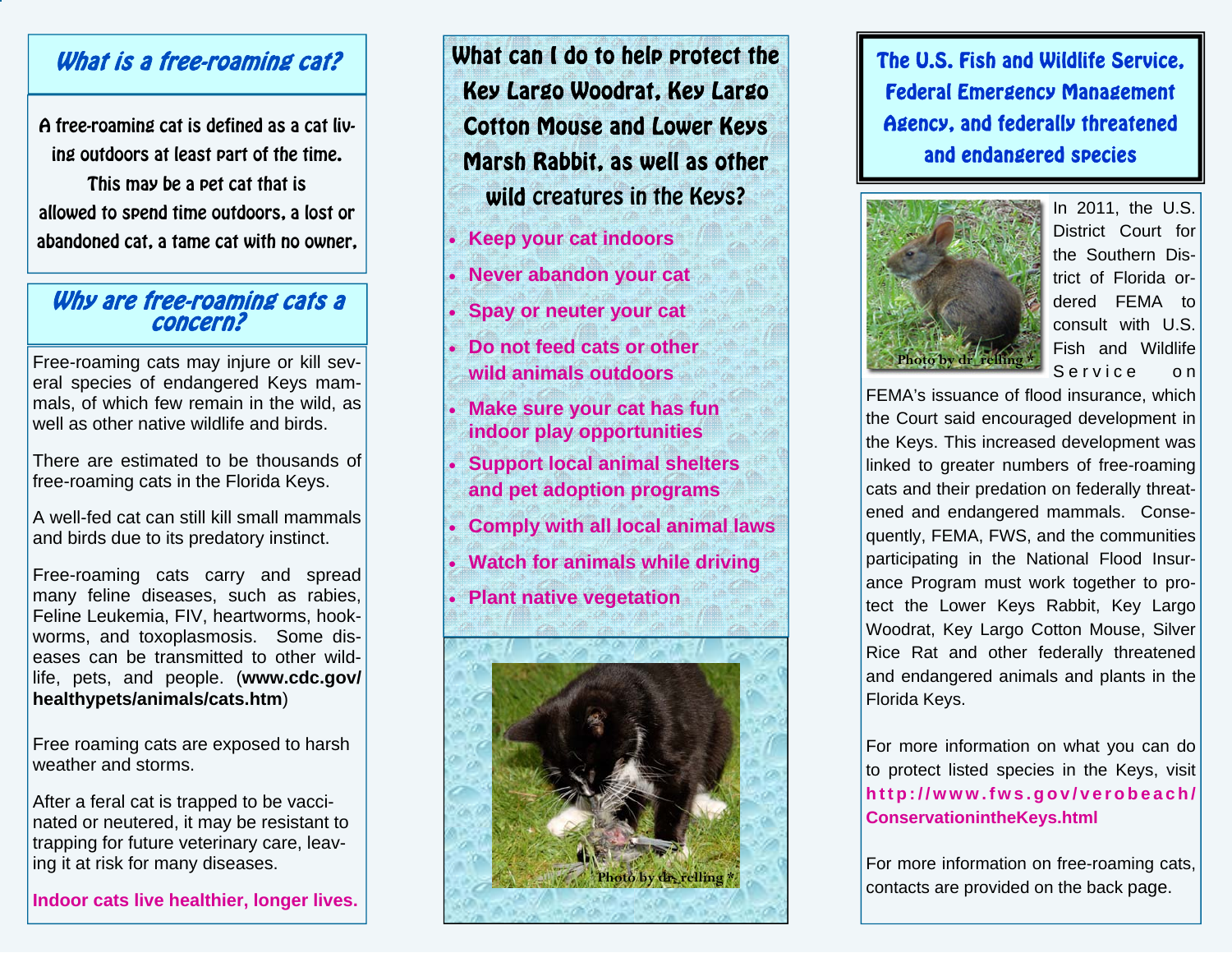## What is a free-roaming cat?

A free-roaming cat is defined as a cat living outdoors at least part of the time. This may be a pet cat that is allowed to spend time outdoors, a lost or abandoned cat, a tame cat with no owner.

## Why are free-roaming cats a concern?

Free-roaming cats may injure or kill several species of endangered Keys mammals, of which few remain in the wild, as well as other native wildlife and birds.

There are estimated to be thousands of free-roaming cats in the Florida Keys.

A well-fed cat can still kill small mammals and birds due to its predatory instinct.

Free-roaming cats carry and spread many feline diseases, such as rabies, Feline Leukemia, FIV, heartworms, hookworms, and toxoplasmosis. Some diseases can be transmitted to other wildlife, pets, and people. (**www.cdc.gov/healthypets/animals/cats.htm**)

Free roaming cats are exposed to harsh weather and storms.

After a feral cat is trapped to be vaccinated or neutered, it may be resistant to trapping for future veterinary care, leaving it at risk for many diseases.

**Indoor cats live healthier, longer lives.**

## What can I do to help protect the Key Largo Woodrat, Key Largo Cotton Mouse and Lower Keys Marsh Rabbit, as well as other wild creatures in the Keys?

- **Keep your cat indoors**
- **Never abandon your cat**
- **Spay or neuter your cat**
- **Do not feed cats or other wild animals outdoors**
- **Make sure your cat has fun indoor play opportunities**
- **Support local animal shelters and pet adoption programs**
- **Comply with all local animal laws**
- **Watch for animals while driving**
- **Plant native vegetation**

Photo by dr_relling *

## The U.S. Fish and Wildlife Service, Federal Emergency Management Agency, and federally threatened and endangered species

Photo by dr_relling *

In 2011, the U.S. District Court for the Southern District of Florida ordered FEMA to consult with U.S. Fish and Wildlife Service on FEMA's issuance of flood insurance, which the Court said encouraged development in the Keys. This increased development was linked to greater numbers of free-roaming cats and their predation on federally threatened and endangered mammals. Consequently, FEMA, FWS, and the communities participating in the National Flood Insurance Program must work together to protect the Lower Keys Rabbit, Key Largo Woodrat, Key Largo Cotton Mouse, Silver Rice Rat and other federally threatened and endangered animals and plants in the Florida Keys.

For more information on what you can do to protect listed species in the Keys, visit **http://www.fws.gov/verobeach/ConservationintheKeys.html**

For more information on free-roaming cats, contacts are provided on the back page.